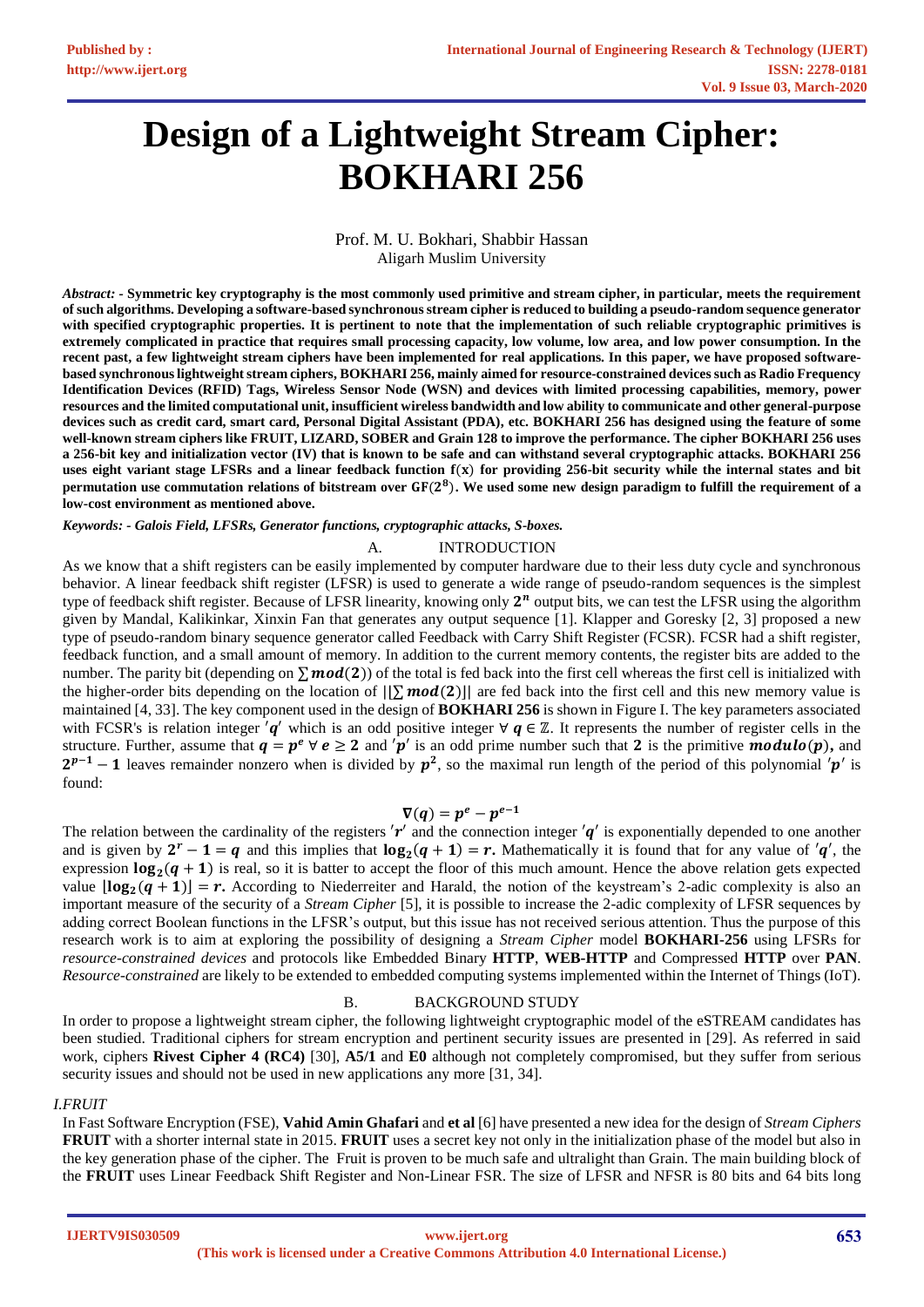# Design of a Lightweight Stream Cipher: BOKHARI 256

Prof. M. U. Bokhari, Shabbir Hassan
Aligarh Muslim University

***Abstract: -*** **Symmetric key cryptography is the most commonly used primitive and stream cipher, in particular, meets the requirement of such algorithms. Developing a software-based synchronous stream cipher is reduced to building a pseudo-random sequence generator with specified cryptographic properties. It is pertinent to note that the implementation of such reliable cryptographic primitives is extremely complicated in practice that requires small processing capacity, low volume, low area, and low power consumption. In the recent past, a few lightweight stream ciphers have been implemented for real applications. In this paper, we have proposed software-based synchronous lightweight stream ciphers, BOKHARI 256, mainly aimed for resource-constrained devices such as Radio Frequency Identification Devices (RFID) Tags, Wireless Sensor Node (WSN) and devices with limited processing capabilities, memory, power resources and the limited computational unit, insufficient wireless bandwidth and low ability to communicate and other general-purpose devices such as credit card, smart card, Personal Digital Assistant (PDA), etc. BOKHARI 256 has designed using the feature of some well-known stream ciphers like FRUIT, LIZARD, SOBER and Grain 128 to improve the performance. The cipher BOKHARI 256 uses a 256-bit key and initialization vector (IV) that is known to be safe and can withstand several cryptographic attacks. BOKHARI 256 uses eight variant stage LFSRs and a linear feedback function f(x) for providing 256-bit security while the internal states and bit permutation use commutation relations of bitstream over $GF(2^8)$. We used some new design paradigm to fulfill the requirement of a low-cost environment as mentioned above.**

***Keywords: - Galois Field, LFSRs, Generator functions, cryptographic attacks, S-boxes.***

## A. INTRODUCTION

As we know that a shift registers can be easily implemented by computer hardware due to their less duty cycle and synchronous behavior. A linear feedback shift register (LFSR) is used to generate a wide range of pseudo-random sequences is the simplest type of feedback shift register. Because of LFSR linearity, knowing only $2^n$ output bits, we can test the LFSR using the algorithm given by Mandal, Kalikinkar, Xinxin Fan that generates any output sequence [1]. Klapper and Goresky [2, 3] proposed a new type of pseudo-random binary sequence generator called Feedback with Carry Shift Register (FCSR). FCSR had a shift register, feedback function, and a small amount of memory. In addition to the current memory contents, the register bits are added to the number. The parity bit (depending on $\sum mod(2)$) of the total is fed back into the first cell whereas the first cell is initialized with the higher-order bits depending on the location of $||\sum mod(2)||$ are fed back into the first cell and this new memory value is maintained [4, 33]. The key component used in the design of **BOKHARI 256** is shown in Figure I. The key parameters associated with FCSR's is relation integer $'q'$ which is an odd positive integer $\forall\ q \in \mathbb{Z}$. It represents the number of register cells in the structure. Further, assume that $q = p^e\ \forall\ e \geq 2$ and $'p'$ is an odd prime number such that $2$ is the primitive $modulo(p)$, and $2^{p-1} - 1$ leaves remainder nonzero when is divided by $p^2$, so the maximal run length of the period of this polynomial $'p'$ is found:

$$\nabla(q) = p^e - p^{e-1}$$

The relation between the cardinality of the registers $'r'$ and the connection integer $'q'$ is exponentially depended to one another and is given by $2^r - 1 = q$ and this implies that $\log_2(q+1) = r$. Mathematically it is found that for any value of $'q'$, the expression $\log_2(q+1)$ is real, so it is batter to accept the floor of this much amount. Hence the above relation gets expected value $\lfloor \log_2(q+1) \rfloor = r$. According to Niederreiter and Harald, the notion of the keystream's 2-adic complexity is also an important measure of the security of a *Stream Cipher* [5], it is possible to increase the 2-adic complexity of LFSR sequences by adding correct Boolean functions in the LFSR's output, but this issue has not received serious attention. Thus the purpose of this research work is to aim at exploring the possibility of designing a *Stream Cipher* model **BOKHARI-256** using LFSRs for *resource-constrained devices* and protocols like Embedded Binary **HTTP**, **WEB-HTTP** and Compressed **HTTP** over **PAN**. *Resource-constrained* are likely to be extended to embedded computing systems implemented within the Internet of Things (IoT).

## B. BACKGROUND STUDY

In order to propose a lightweight stream cipher, the following lightweight cryptographic model of the eSTREAM candidates has been studied. Traditional ciphers for stream encryption and pertinent security issues are presented in [29]. As referred in said work, ciphers **Rivest Cipher 4 (RC4)** [30], **A5/1** and **E0** although not completely compromised, but they suffer from serious security issues and should not be used in new applications any more [31, 34].

### *I. FRUIT*

In Fast Software Encryption (FSE), **Vahid Amin Ghafari** and **et al** [6] have presented a new idea for the design of *Stream Ciphers* **FRUIT** with a shorter internal state in 2015. **FRUIT** uses a secret key not only in the initialization phase of the model but also in the key generation phase of the cipher. The Fruit is proven to be much safe and ultralight than Grain. The main building block of the **FRUIT** uses Linear Feedback Shift Register and Non-Linear FSR. The size of LFSR and NFSR is 80 bits and 64 bits long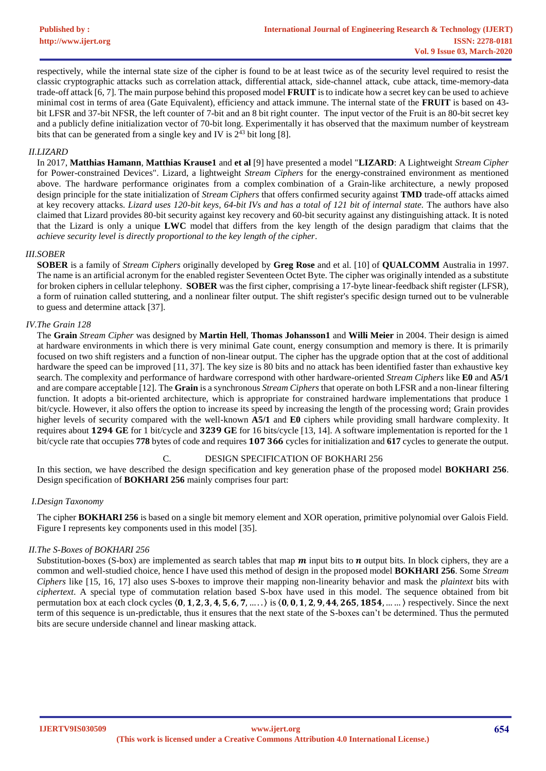respectively, while the internal state size of the cipher is found to be at least twice as of the security level required to resist the classic cryptographic attacks such as correlation attack, differential attack, side-channel attack, cube attack, time-memory-data trade-off attack [6, 7]. The main purpose behind this proposed model **FRUIT** is to indicate how a secret key can be used to achieve minimal cost in terms of area (Gate Equivalent), efficiency and attack immune. The internal state of the **FRUIT** is based on 43-bit LFSR and 37-bit NFSR, the left counter of 7-bit and an 8 bit right counter. The input vector of the Fruit is an 80-bit secret key and a publicly define initialization vector of 70-bit long. Experimentally it has observed that the maximum number of keystream bits that can be generated from a single key and IV is $2^{43}$ bit long [8].

### *II.LIZARD*

In 2017, **Matthias Hamann**, **Matthias Krause1** and **et al** [9] have presented a model "**LIZARD**: A Lightweight *Stream Cipher* for Power-constrained Devices". Lizard, a lightweight *Stream Ciphers* for the energy-constrained environment as mentioned above. The hardware performance originates from a complex combination of a Grain-like architecture, a newly proposed design principle for the state initialization of *Stream Ciphers* that offers confirmed security against **TMD** trade-off attacks aimed at key recovery attacks. *Lizard uses 120-bit keys, 64-bit IVs and has a total of 121 bit of internal state.* The authors have also claimed that Lizard provides 80-bit security against key recovery and 60-bit security against any distinguishing attack. It is noted that the Lizard is only a unique **LWC** model that differs from the key length of the design paradigm that claims that the *achieve security level is directly proportional to the key length of the cipher*.

### *III.SOBER*

**SOBER** is a family of *Stream Ciphers* originally developed by **Greg Rose** and et al. [10] of **QUALCOMM** Australia in 1997. The name is an artificial acronym for the enabled register Seventeen Octet Byte. The cipher was originally intended as a substitute for broken ciphers in cellular telephony. **SOBER** was the first cipher, comprising a 17-byte linear-feedback shift register (LFSR), a form of ruination called stuttering, and a nonlinear filter output. The shift register's specific design turned out to be vulnerable to guess and determine attack [37].

### *IV.The Grain 128*

The **Grain** *Stream Cipher* was designed by **Martin Hell**, **Thomas Johansson1** and **Willi Meier** in 2004. Their design is aimed at hardware environments in which there is very minimal Gate count, energy consumption and memory is there. It is primarily focused on two shift registers and a function of non-linear output. The cipher has the upgrade option that at the cost of additional hardware the speed can be improved [11, 37]. The key size is 80 bits and no attack has been identified faster than exhaustive key search. The complexity and performance of hardware correspond with other hardware-oriented *Stream Ciphers* like **E0** and **A5/1** and are compare acceptable [12]. The **Grain** is a synchronous *Stream Ciphers* that operate on both LFSR and a non-linear filtering function. It adopts a bit-oriented architecture, which is appropriate for constrained hardware implementations that produce 1 bit/cycle. However, it also offers the option to increase its speed by increasing the length of the processing word; Grain provides higher levels of security compared with the well-known **A5/1** and **E0** ciphers while providing small hardware complexity. It requires about **1294 GE** for 1 bit/cycle and **3239 GE** for 16 bits/cycle [13, 14]. A software implementation is reported for the 1 bit/cycle rate that occupies **778** bytes of code and requires **107 366** cycles for initialization and **617** cycles to generate the output.

## C. DESIGN SPECIFICATION OF BOKHARI 256

In this section, we have described the design specification and key generation phase of the proposed model **BOKHARI 256**. Design specification of **BOKHARI 256** mainly comprises four part:

### *I.Design Taxonomy*

The cipher **BOKHARI 256** is based on a single bit memory element and XOR operation, primitive polynomial over Galois Field. Figure I represents key components used in this model [35].

### *II.The S-Boxes of BOKHARI 256*

Substitution-boxes (S-box) are implemented as search tables that map $\boldsymbol{m}$ input bits to $\boldsymbol{n}$ output bits. In block ciphers, they are a common and well-studied choice, hence I have used this method of design in the proposed model **BOKHARI 256**. Some *Stream Ciphers* like [15, 16, 17] also uses S-boxes to improve their mapping non-linearity behavior and mask the *plaintext* bits with *ciphertext*. A special type of commutation relation based S-box have used in this model. The sequence obtained from bit permutation box at each clock cycles $\langle \mathbf{0, 1, 2, 3, 4, 5, 6, 7, \ldots} \rangle$ is $\langle \mathbf{0, 0, 1, 2, 9, 44, 265, 1854, \ldots} \rangle$ respectively. Since the next term of this sequence is un-predictable, thus it ensures that the next state of the S-boxes can't be determined. Thus the permuted bits are secure underside channel and linear masking attack.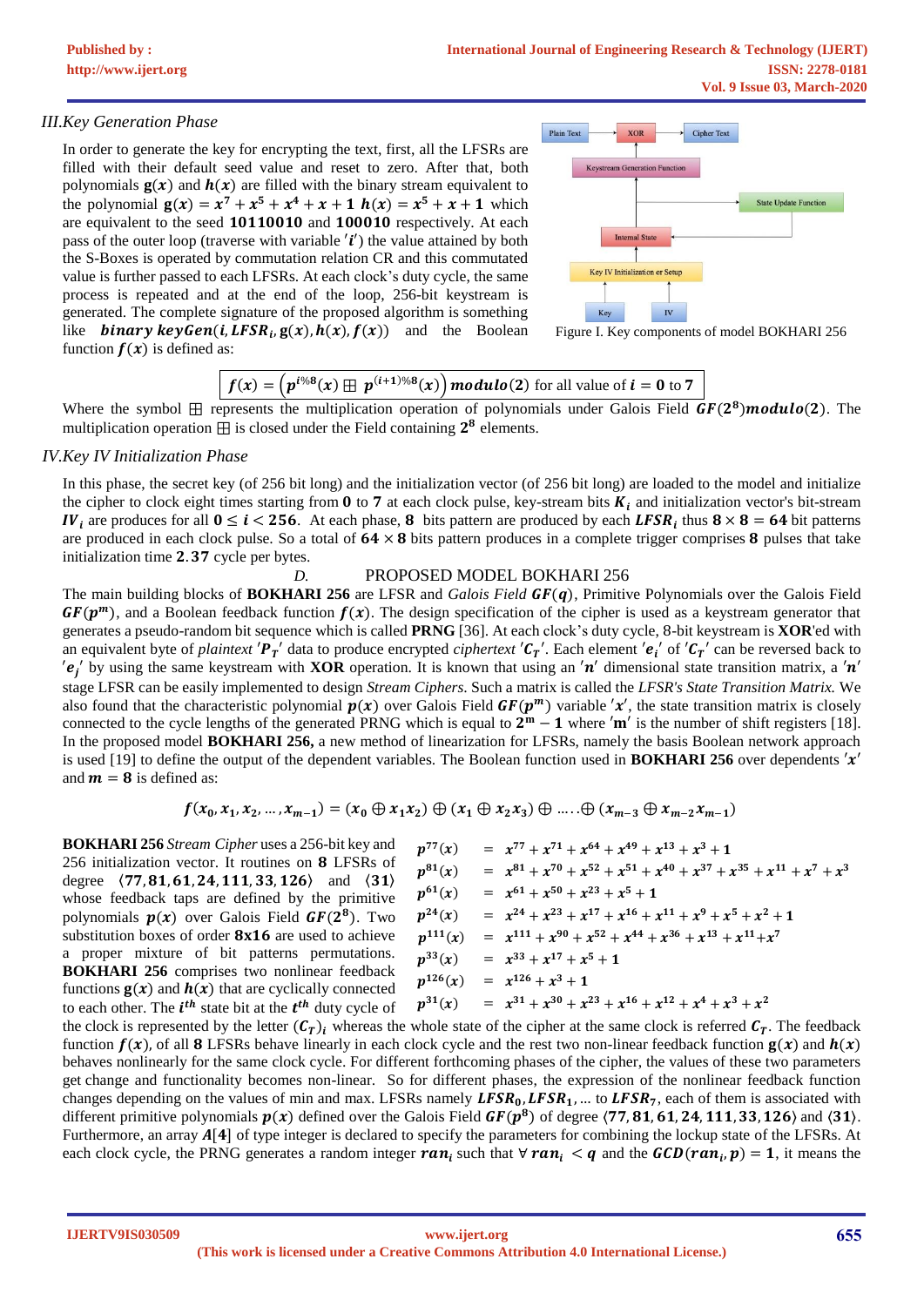### III. Key Generation Phase

In order to generate the key for encrypting the text, first, all the LFSRs are filled with their default seed value and reset to zero. After that, both polynomials $\mathbf{g}(x)$ and $h(x)$ are filled with the binary stream equivalent to the polynomial $\mathbf{g}(x) = x^7 + x^5 + x^4 + x + 1$ $h(x) = x^5 + x + 1$ which are equivalent to the seed **10110010** and **100010** respectively. At each pass of the outer loop (traverse with variable $'i'$) the value attained by both the S-Boxes is operated by commutation relation CR and this commutated value is further passed to each LFSRs. At each clock's duty cycle, the same process is repeated and at the end of the loop, 256-bit keystream is generated. The complete signature of the proposed algorithm is something like ***binary keyGen***$(i, LFSR_i, \mathbf{g}(x), h(x), f(x))$ and the Boolean function $f(x)$ is defined as:

Figure I. Key components of model BOKHARI 256

$$f(x) = \left(p^{i\%8}(x) \boxplus p^{(i+1)\%8}(x)\right) \boldsymbol{modulo}(2) \text{ for all value of } i = 0 \text{ to } 7$$

Where the symbol $\boxplus$ represents the multiplication operation of polynomials under Galois Field $GF(2^8)\boldsymbol{modulo}(2)$. The multiplication operation $\boxplus$ is closed under the Field containing $2^8$ elements.

### IV. Key IV Initialization Phase

In this phase, the secret key (of 256 bit long) and the initialization vector (of 256 bit long) are loaded to the model and initialize the cipher to clock eight times starting from $\mathbf{0}$ to $\mathbf{7}$ at each clock pulse, key-stream bits $K_i$ and initialization vector's bit-stream $IV_i$ are produces for all $0 \le i < 256$. At each phase, $\mathbf{8}$ bits pattern are produced by each $LFSR_i$ thus $8 \times 8 = 64$ bit patterns are produced in each clock pulse. So a total of $64 \times 8$ bits pattern produces in a complete trigger comprises $\mathbf{8}$ pulses that take initialization time $\mathbf{2.37}$ cycle per bytes.

## D. PROPOSED MODEL BOKHARI 256

The main building blocks of **BOKHARI 256** are LFSR and *Galois Field* $GF(q)$, Primitive Polynomials over the Galois Field $GF(p^m)$, and a Boolean feedback function $f(x)$. The design specification of the cipher is used as a keystream generator that generates a pseudo-random bit sequence which is called **PRNG** [36]. At each clock's duty cycle, 8-bit keystream is **XOR**'ed with an equivalent byte of *plaintext* $'P_T'$ data to produce encrypted *ciphertext* $'C_T'$. Each element $'e_i'$ of $'C_T'$ can be reversed back to $'e_j'$ by using the same keystream with **XOR** operation. It is known that using an $'n'$ dimensional state transition matrix, a $'n'$ stage LFSR can be easily implemented to design *Stream Ciphers.* Such a matrix is called the *LFSR's State Transition Matrix.* We also found that the characteristic polynomial $p(x)$ over Galois Field $GF(p^m)$ variable $'x'$, the state transition matrix is closely connected to the cycle lengths of the generated PRNG which is equal to $\mathbf{2^m - 1}$ where $'\mathbf{m}'$ is the number of shift registers [18]. In the proposed model **BOKHARI 256,** a new method of linearization for LFSRs, namely the basis Boolean network approach is used [19] to define the output of the dependent variables. The Boolean function used in **BOKHARI 256** over dependents $'x'$ and $m = 8$ is defined as:

$$f(x_0, x_1, x_2, \dots, x_{m-1}) = (x_0 \oplus x_1 x_2) \oplus (x_1 \oplus x_2 x_3) \oplus \dots . \oplus (x_{m-3} \oplus x_{m-2} x_{m-1})$$

**BOKHARI 256** *Stream Cipher* uses a 256-bit key and 256 initialization vector. It routines on $\mathbf{8}$ LFSRs of degree $\langle \mathbf{77}, \mathbf{81}, \mathbf{61}, \mathbf{24}, \mathbf{111}, \mathbf{33}, \mathbf{126} \rangle$ and $\langle \mathbf{31} \rangle$ whose feedback taps are defined by the primitive polynomials $p(x)$ over Galois Field $GF(2^8)$. Two substitution boxes of order **8x16** are used to achieve a proper mixture of bit patterns permutations. **BOKHARI 256** comprises two nonlinear feedback functions $\mathbf{g}(x)$ and $h(x)$ that are cyclically connected to each other. The $i^{th}$ state bit at the $t^{th}$ duty cycle of the clock is represented by the letter $(C_T)_i$ whereas the whole state of the cipher at the same clock is referred $C_T$. The feedback function $f(x)$, of all $\mathbf{8}$ LFSRs behave linearly in each clock cycle and the rest two non-linear feedback function $\mathbf{g}(x)$ and $h(x)$ behaves nonlinearly for the same clock cycle. For different forthcoming phases of the cipher, the values of these two parameters get change and functionality becomes non-linear. So for different phases, the expression of the nonlinear feedback function changes depending on the values of min and max. LFSRs namely $LFSR_0, LFSR_1, \dots$ to $LFSR_7$, each of them is associated with different primitive polynomials $p(x)$ defined over the Galois Field $GF(p^8)$ of degree $\langle \mathbf{77}, \mathbf{81}, \mathbf{61}, \mathbf{24}, \mathbf{111}, \mathbf{33}, \mathbf{126} \rangle$ and $\langle \mathbf{31} \rangle$. Furthermore, an array $A[4]$ of type integer is declared to specify the parameters for combining the lockup state of the LFSRs. At each clock cycle, the PRNG generates a random integer $ran_i$ such that $\forall\, ran_i < q$ and the $GCD(ran_i, p) = 1$, it means the

$$\begin{aligned}
p^{77}(x) &= x^{77} + x^{71} + x^{64} + x^{49} + x^{13} + x^3 + 1 \\
p^{81}(x) &= x^{81} + x^{70} + x^{52} + x^{51} + x^{40} + x^{37} + x^{35} + x^{11} + x^7 + x^3 \\
p^{61}(x) &= x^{61} + x^{50} + x^{23} + x^5 + 1 \\
p^{24}(x) &= x^{24} + x^{23} + x^{17} + x^{16} + x^{11} + x^9 + x^5 + x^2 + 1 \\
p^{111}(x) &= x^{111} + x^{90} + x^{52} + x^{44} + x^{36} + x^{13} + x^{11} + x^7 \\
p^{33}(x) &= x^{33} + x^{17} + x^5 + 1 \\
p^{126}(x) &= x^{126} + x^3 + 1 \\
p^{31}(x) &= x^{31} + x^{30} + x^{23} + x^{16} + x^{12} + x^4 + x^3 + x^2
\end{aligned}$$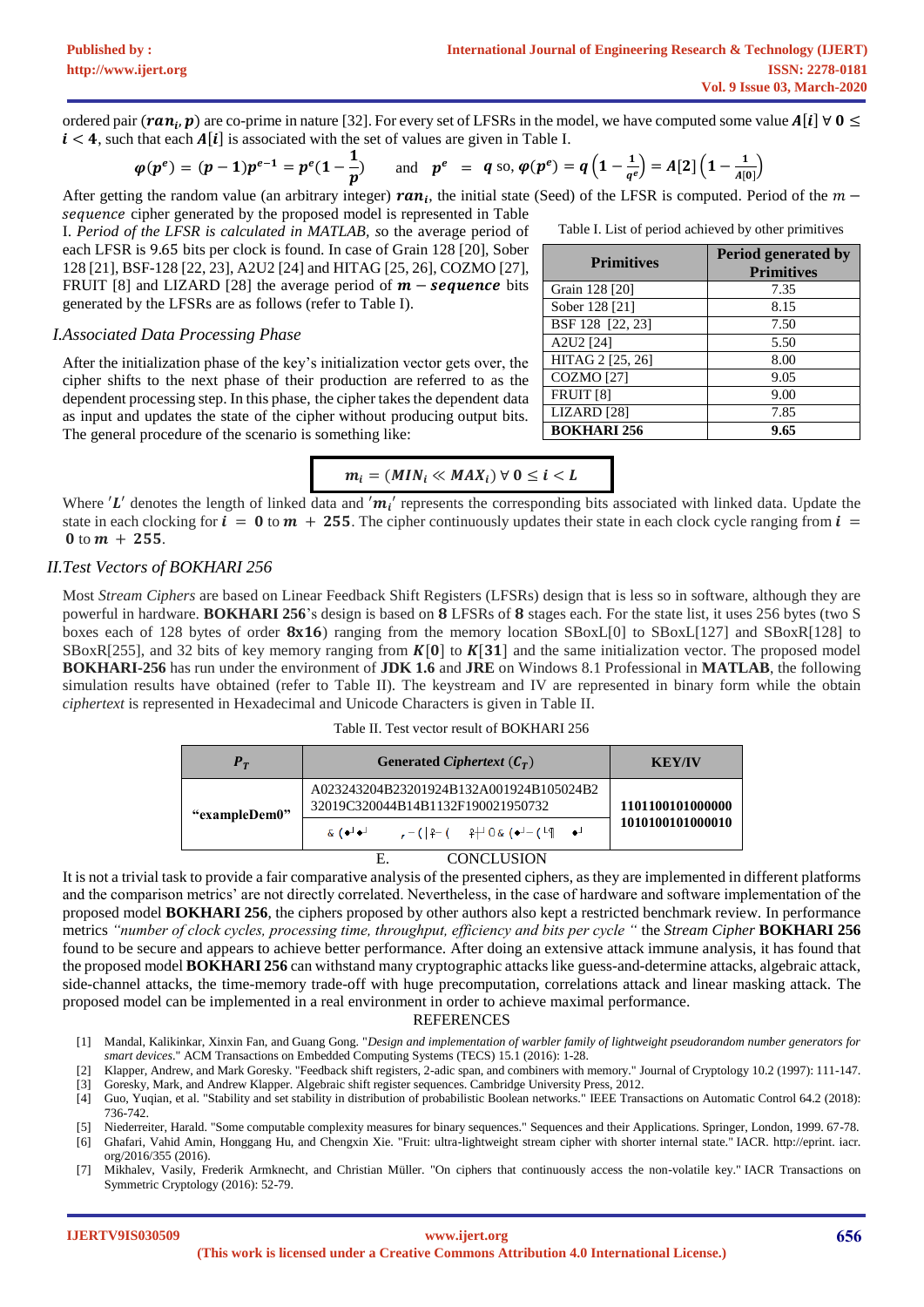ordered pair $(\boldsymbol{ran_i}, \boldsymbol{p})$ are co-prime in nature [32]. For every set of LFSRs in the model, we have computed some value $\boldsymbol{A}[\boldsymbol{i}]\ \forall\ \boldsymbol{0} \leq \boldsymbol{i} < \boldsymbol{4}$, such that each $\boldsymbol{A}[\boldsymbol{i}]$ is associated with the set of values are given in Table I.

$$\varphi(p^e) = (p-1)p^{e-1} = p^e\left(1 - \frac{1}{p}\right) \quad \text{and} \quad p^e = q \text{ so, } \varphi(p^e) = q\left(1 - \frac{1}{q^e}\right) = A[2]\left(1 - \frac{1}{A[0]}\right)$$

After getting the random value (an arbitrary integer) $\boldsymbol{ran_i}$, the initial state (Seed) of the LFSR is computed. Period of the $m-$*sequence* cipher generated by the proposed model is represented in Table I. *Period of the LFSR is calculated in MATLAB,* so the average period of each LFSR is 9.65 bits per clock is found. In case of Grain 128 [20], Sober 128 [21], BSF-128 [22, 23], A2U2 [24] and HITAG [25, 26], COZMO [27], FRUIT [8] and LIZARD [28] the average period of $\boldsymbol{m-sequence}$ bits generated by the LFSRs are as follows (refer to Table I).

Table I. List of period achieved by other primitives

| Primitives | Period generated by Primitives |
|---|---|
| Grain 128 [20] | 7.35 |
| Sober 128 [21] | 8.15 |
| BSF 128 [22, 23] | 7.50 |
| A2U2 [24] | 5.50 |
| HITAG 2 [25, 26] | 8.00 |
| COZMO [27] | 9.05 |
| FRUIT [8] | 9.00 |
| LIZARD [28] | 7.85 |
| **BOKHARI 256** | **9.65** |

### *I.Associated Data Processing Phase*

After the initialization phase of the key's initialization vector gets over, the cipher shifts to the next phase of their production are referred to as the dependent processing step. In this phase, the cipher takes the dependent data as input and updates the state of the cipher without producing output bits. The general procedure of the scenario is something like:

$$\boldsymbol{m_i} = (\boldsymbol{MIN_i} \ll \boldsymbol{MAX_i})\ \forall\ \boldsymbol{0} \leq \boldsymbol{i} < \boldsymbol{L}$$

Where $'\boldsymbol{L}'$ denotes the length of linked data and $'\boldsymbol{m_i}'$ represents the corresponding bits associated with linked data. Update the state in each clocking for $\boldsymbol{i} = \boldsymbol{0}$ to $\boldsymbol{m} + \boldsymbol{255}$. The cipher continuously updates their state in each clock cycle ranging from $\boldsymbol{i} = \boldsymbol{0}$ to $\boldsymbol{m} + \boldsymbol{255}$.

### *II.Test Vectors of BOKHARI 256*

Most *Stream Ciphers* are based on Linear Feedback Shift Registers (LFSRs) design that is less so in software, although they are powerful in hardware. **BOKHARI 256**'s design is based on **8** LFSRs of **8** stages each. For the state list, it uses 256 bytes (two S boxes each of 128 bytes of order **8x16**) ranging from the memory location SBoxL[0] to SBoxL[127] and SBoxR[128] to SBoxR[255], and 32 bits of key memory ranging from $\boldsymbol{K}[\boldsymbol{0}]$ to $\boldsymbol{K}[\boldsymbol{31}]$ and the same initialization vector. The proposed model **BOKHARI-256** has run under the environment of **JDK 1.6** and **JRE** on Windows 8.1 Professional in **MATLAB**, the following simulation results have obtained (refer to Table II). The keystream and IV are represented in binary form while the obtain *ciphertext* is represented in Hexadecimal and Unicode Characters is given in Table II.

Table II. Test vector result of BOKHARI 256

| $P_T$ | Generated *Ciphertext* ($C_T$) | KEY/IV |
|---|---|---|
| **"exampleDem0"** | A023243204B23201924B132A001924B105024B2 32019C320044B14B1132F190021950732 | **1101100101000000 1010100101000010** |
| | & (◆┘◆┘ ╭ − ( \| ╬ − ( ╬┘ 0 & (◆┘ − ( └¶ ◆┘ | |

## E. CONCLUSION

It is not a trivial task to provide a fair comparative analysis of the presented ciphers, as they are implemented in different platforms and the comparison metrics' are not directly correlated. Nevertheless, in the case of hardware and software implementation of the proposed model **BOKHARI 256**, the ciphers proposed by other authors also kept a restricted benchmark review. In performance metrics *"number of clock cycles, processing time, throughput, efficiency and bits per cycle "* the *Stream Cipher* **BOKHARI 256** found to be secure and appears to achieve better performance. After doing an extensive attack immune analysis, it has found that the proposed model **BOKHARI 256** can withstand many cryptographic attacks like guess-and-determine attacks, algebraic attack, side-channel attacks, the time-memory trade-off with huge precomputation, correlations attack and linear masking attack. The proposed model can be implemented in a real environment in order to achieve maximal performance.

## REFERENCES

[1] Mandal, Kalikinkar, Xinxin Fan, and Guang Gong. "*Design and implementation of warbler family of lightweight pseudorandom number generators for smart devices*." ACM Transactions on Embedded Computing Systems (TECS) 15.1 (2016): 1-28.

[2] Klapper, Andrew, and Mark Goresky. "Feedback shift registers, 2-adic span, and combiners with memory." Journal of Cryptology 10.2 (1997): 111-147.

[3] Goresky, Mark, and Andrew Klapper. Algebraic shift register sequences. Cambridge University Press, 2012.

[4] Guo, Yuqian, et al. "Stability and set stability in distribution of probabilistic Boolean networks." IEEE Transactions on Automatic Control 64.2 (2018): 736-742.

[5] Niederreiter, Harald. "Some computable complexity measures for binary sequences." Sequences and their Applications. Springer, London, 1999. 67-78.

[6] Ghafari, Vahid Amin, Honggang Hu, and Chengxin Xie. "Fruit: ultra-lightweight stream cipher with shorter internal state." IACR. http://eprint. iacr. org/2016/355 (2016).

[7] Mikhalev, Vasily, Frederik Armknecht, and Christian Müller. "On ciphers that continuously access the non-volatile key." IACR Transactions on Symmetric Cryptology (2016): 52-79.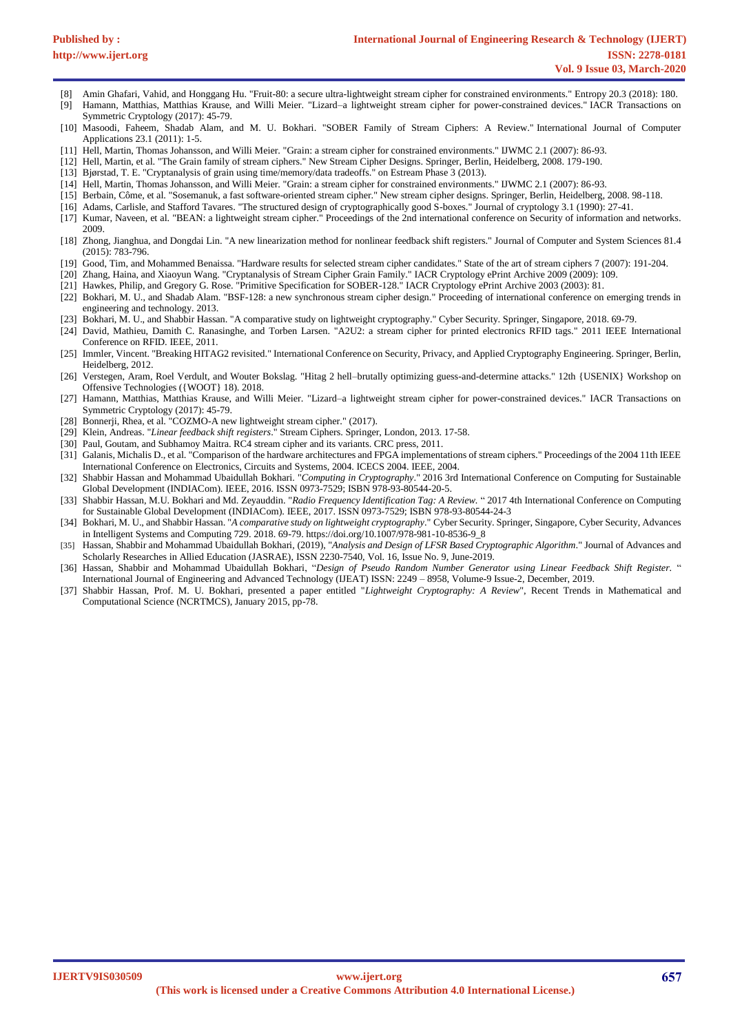[8] Amin Ghafari, Vahid, and Honggang Hu. "Fruit-80: a secure ultra-lightweight stream cipher for constrained environments." Entropy 20.3 (2018): 180.

[9] Hamann, Matthias, Matthias Krause, and Willi Meier. "Lizard–a lightweight stream cipher for power-constrained devices." IACR Transactions on Symmetric Cryptology (2017): 45-79.

[10] Masoodi, Faheem, Shadab Alam, and M. U. Bokhari. "SOBER Family of Stream Ciphers: A Review." International Journal of Computer Applications 23.1 (2011): 1-5.

[11] Hell, Martin, Thomas Johansson, and Willi Meier. "Grain: a stream cipher for constrained environments." IJWMC 2.1 (2007): 86-93.

[12] Hell, Martin, et al. "The Grain family of stream ciphers." New Stream Cipher Designs. Springer, Berlin, Heidelberg, 2008. 179-190.

[13] Bjørstad, T. E. "Cryptanalysis of grain using time/memory/data tradeoffs." on Estream Phase 3 (2013).

[14] Hell, Martin, Thomas Johansson, and Willi Meier. "Grain: a stream cipher for constrained environments." IJWMC 2.1 (2007): 86-93.

[15] Berbain, Côme, et al. "Sosemanuk, a fast software-oriented stream cipher." New stream cipher designs. Springer, Berlin, Heidelberg, 2008. 98-118.

[16] Adams, Carlisle, and Stafford Tavares. "The structured design of cryptographically good S-boxes." Journal of cryptology 3.1 (1990): 27-41.

[17] Kumar, Naveen, et al. "BEAN: a lightweight stream cipher." Proceedings of the 2nd international conference on Security of information and networks. 2009.

[18] Zhong, Jianghua, and Dongdai Lin. "A new linearization method for nonlinear feedback shift registers." Journal of Computer and System Sciences 81.4 (2015): 783-796.

[19] Good, Tim, and Mohammed Benaissa. "Hardware results for selected stream cipher candidates." State of the art of stream ciphers 7 (2007): 191-204.

[20] Zhang, Haina, and Xiaoyun Wang. "Cryptanalysis of Stream Cipher Grain Family." IACR Cryptology ePrint Archive 2009 (2009): 109.

[21] Hawkes, Philip, and Gregory G. Rose. "Primitive Specification for SOBER-128." IACR Cryptology ePrint Archive 2003 (2003): 81.

[22] Bokhari, M. U., and Shadab Alam. "BSF-128: a new synchronous stream cipher design." Proceeding of international conference on emerging trends in engineering and technology. 2013.

[23] Bokhari, M. U., and Shabbir Hassan. "A comparative study on lightweight cryptography." Cyber Security. Springer, Singapore, 2018. 69-79.

[24] David, Mathieu, Damith C. Ranasinghe, and Torben Larsen. "A2U2: a stream cipher for printed electronics RFID tags." 2011 IEEE International Conference on RFID. IEEE, 2011.

[25] Immler, Vincent. "Breaking HITAG2 revisited." International Conference on Security, Privacy, and Applied Cryptography Engineering. Springer, Berlin, Heidelberg, 2012.

[26] Verstegen, Aram, Roel Verdult, and Wouter Bokslag. "Hitag 2 hell–brutally optimizing guess-and-determine attacks." 12th {USENIX} Workshop on Offensive Technologies ({WOOT} 18). 2018.

[27] Hamann, Matthias, Matthias Krause, and Willi Meier. "Lizard–a lightweight stream cipher for power-constrained devices." IACR Transactions on Symmetric Cryptology (2017): 45-79.

[28] Bonnerji, Rhea, et al. "COZMO-A new lightweight stream cipher." (2017).

[29] Klein, Andreas. "*Linear feedback shift registers*." Stream Ciphers. Springer, London, 2013. 17-58.

[30] Paul, Goutam, and Subhamoy Maitra. RC4 stream cipher and its variants. CRC press, 2011.

[31] Galanis, Michalis D., et al. "Comparison of the hardware architectures and FPGA implementations of stream ciphers." Proceedings of the 2004 11th IEEE International Conference on Electronics, Circuits and Systems, 2004. ICECS 2004. IEEE, 2004.

[32] Shabbir Hassan and Mohammad Ubaidullah Bokhari. "*Computing in Cryptography*." 2016 3rd International Conference on Computing for Sustainable Global Development (INDIACom). IEEE, 2016. ISSN 0973-7529; ISBN 978-93-80544-20-5.

[33] Shabbir Hassan, M.U. Bokhari and Md. Zeyauddin. "*Radio Frequency Identification Tag: A Review.* " 2017 4th International Conference on Computing for Sustainable Global Development (INDIACom). IEEE, 2017. ISSN 0973-7529; ISBN 978-93-80544-24-3

[34] Bokhari, M. U., and Shabbir Hassan. "*A comparative study on lightweight cryptography*." Cyber Security. Springer, Singapore, Cyber Security, Advances in Intelligent Systems and Computing 729. 2018. 69-79. https://doi.org/10.1007/978-981-10-8536-9_8

[35] Hassan, Shabbir and Mohammad Ubaidullah Bokhari, (2019), "*Analysis and Design of LFSR Based Cryptographic Algorithm*." Journal of Advances and Scholarly Researches in Allied Education (JASRAE), ISSN 2230-7540, Vol. 16, Issue No. 9, June-2019.

[36] Hassan, Shabbir and Mohammad Ubaidullah Bokhari, "*Design of Pseudo Random Number Generator using Linear Feedback Shift Register.* " International Journal of Engineering and Advanced Technology (IJEAT) ISSN: 2249 – 8958, Volume-9 Issue-2, December, 2019.

[37] Shabbir Hassan, Prof. M. U. Bokhari, presented a paper entitled "*Lightweight Cryptography: A Review*", Recent Trends in Mathematical and Computational Science (NCRTMCS), January 2015, pp-78.